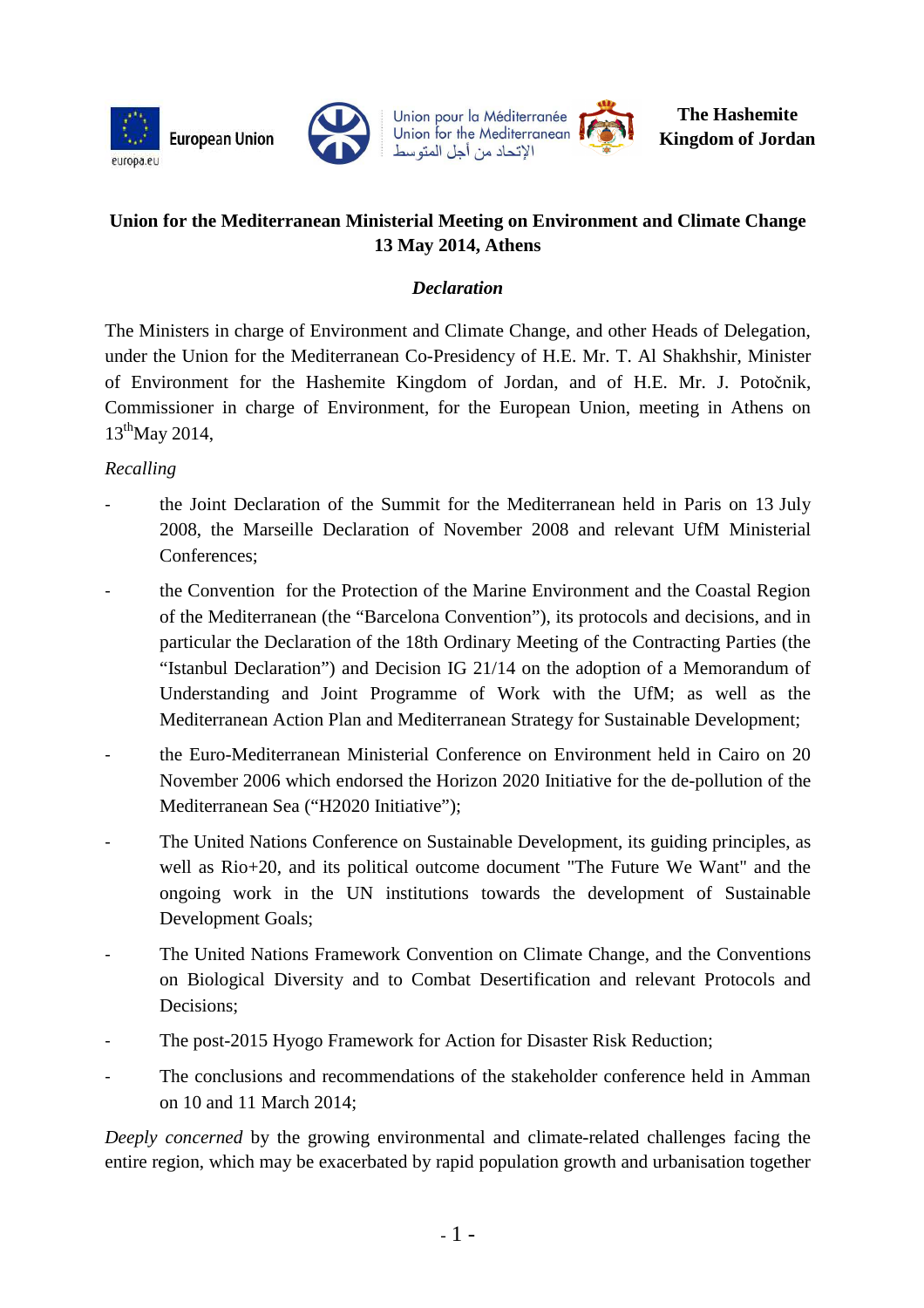European Union

Union pour la Méditerranée
Union for the Mediterranean
الإتحاد من أجل المتوسط

**The Hashemite Kingdom of Jordan**

**Union for the Mediterranean Ministerial Meeting on Environment and Climate Change**
**13 May 2014, Athens**

***Declaration***

The Ministers in charge of Environment and Climate Change, and other Heads of Delegation, under the Union for the Mediterranean Co-Presidency of H.E. Mr. T. Al Shakhshir, Minister of Environment for the Hashemite Kingdom of Jordan, and of H.E. Mr. J. Potočnik, Commissioner in charge of Environment, for the European Union, meeting in Athens on 13th May 2014,

*Recalling*

- the Joint Declaration of the Summit for the Mediterranean held in Paris on 13 July 2008, the Marseille Declaration of November 2008 and relevant UfM Ministerial Conferences;
- the Convention for the Protection of the Marine Environment and the Coastal Region of the Mediterranean (the "Barcelona Convention"), its protocols and decisions, and in particular the Declaration of the 18th Ordinary Meeting of the Contracting Parties (the "Istanbul Declaration") and Decision IG 21/14 on the adoption of a Memorandum of Understanding and Joint Programme of Work with the UfM; as well as the Mediterranean Action Plan and Mediterranean Strategy for Sustainable Development;
- the Euro-Mediterranean Ministerial Conference on Environment held in Cairo on 20 November 2006 which endorsed the Horizon 2020 Initiative for the de-pollution of the Mediterranean Sea ("H2020 Initiative");
- The United Nations Conference on Sustainable Development, its guiding principles, as well as Rio+20, and its political outcome document "The Future We Want" and the ongoing work in the UN institutions towards the development of Sustainable Development Goals;
- The United Nations Framework Convention on Climate Change, and the Conventions on Biological Diversity and to Combat Desertification and relevant Protocols and Decisions;
- The post-2015 Hyogo Framework for Action for Disaster Risk Reduction;
- The conclusions and recommendations of the stakeholder conference held in Amman on 10 and 11 March 2014;

*Deeply concerned* by the growing environmental and climate-related challenges facing the entire region, which may be exacerbated by rapid population growth and urbanisation together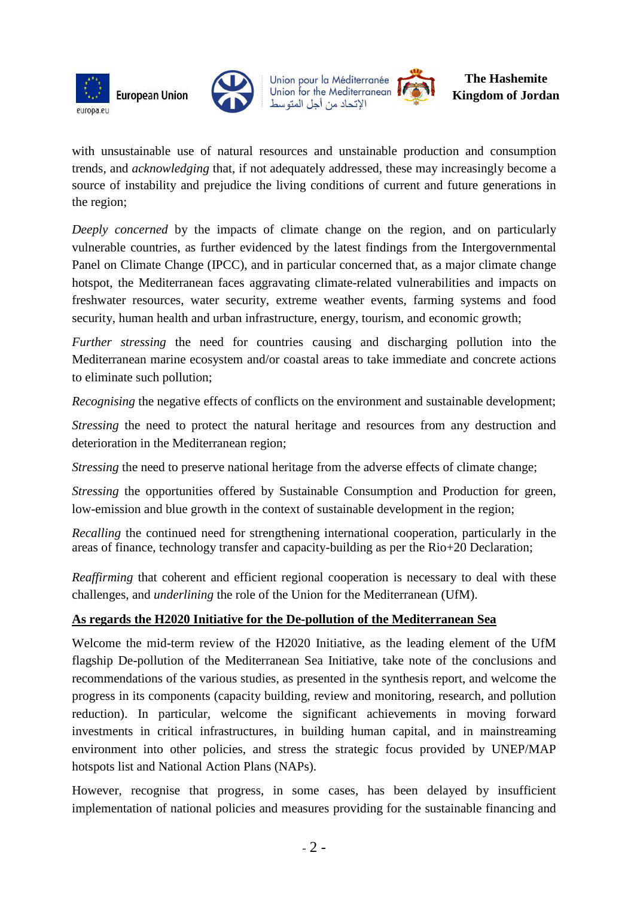with unsustainable use of natural resources and unstainable production and consumption trends, and *acknowledging* that, if not adequately addressed, these may increasingly become a source of instability and prejudice the living conditions of current and future generations in the region;

*Deeply concerned* by the impacts of climate change on the region, and on particularly vulnerable countries, as further evidenced by the latest findings from the Intergovernmental Panel on Climate Change (IPCC), and in particular concerned that, as a major climate change hotspot, the Mediterranean faces aggravating climate-related vulnerabilities and impacts on freshwater resources, water security, extreme weather events, farming systems and food security, human health and urban infrastructure, energy, tourism, and economic growth;

*Further stressing* the need for countries causing and discharging pollution into the Mediterranean marine ecosystem and/or coastal areas to take immediate and concrete actions to eliminate such pollution;

*Recognising* the negative effects of conflicts on the environment and sustainable development;

*Stressing* the need to protect the natural heritage and resources from any destruction and deterioration in the Mediterranean region;

*Stressing* the need to preserve national heritage from the adverse effects of climate change;

*Stressing* the opportunities offered by Sustainable Consumption and Production for green, low-emission and blue growth in the context of sustainable development in the region;

*Recalling* the continued need for strengthening international cooperation, particularly in the areas of finance, technology transfer and capacity-building as per the Rio+20 Declaration;

*Reaffirming* that coherent and efficient regional cooperation is necessary to deal with these challenges, and *underlining* the role of the Union for the Mediterranean (UfM).

**<u>As regards the H2020 Initiative for the De-pollution of the Mediterranean Sea</u>**

Welcome the mid-term review of the H2020 Initiative, as the leading element of the UfM flagship De-pollution of the Mediterranean Sea Initiative, take note of the conclusions and recommendations of the various studies, as presented in the synthesis report, and welcome the progress in its components (capacity building, review and monitoring, research, and pollution reduction). In particular, welcome the significant achievements in moving forward investments in critical infrastructures, in building human capital, and in mainstreaming environment into other policies, and stress the strategic focus provided by UNEP/MAP hotspots list and National Action Plans (NAPs).

However, recognise that progress, in some cases, has been delayed by insufficient implementation of national policies and measures providing for the sustainable financing and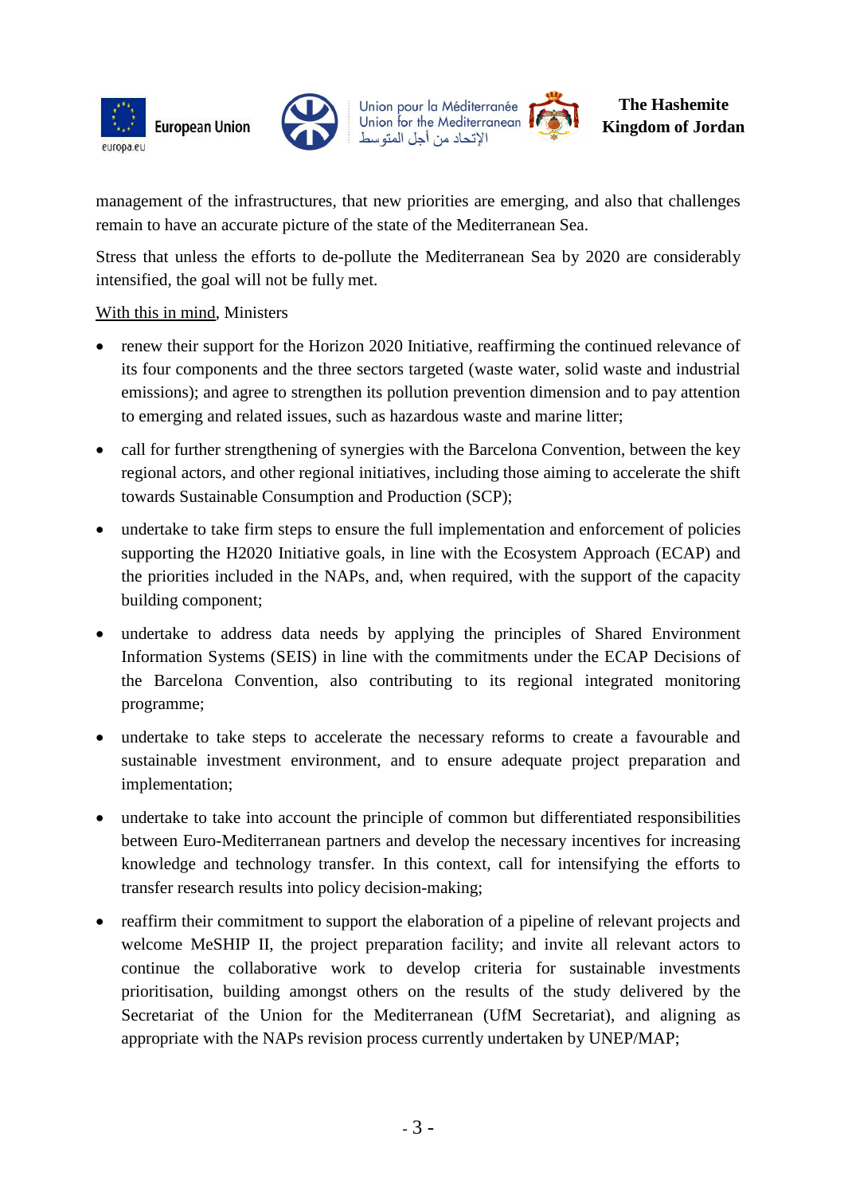management of the infrastructures, that new priorities are emerging, and also that challenges remain to have an accurate picture of the state of the Mediterranean Sea.

Stress that unless the efforts to de-pollute the Mediterranean Sea by 2020 are considerably intensified, the goal will not be fully met.

With this in mind, Ministers

- renew their support for the Horizon 2020 Initiative, reaffirming the continued relevance of its four components and the three sectors targeted (waste water, solid waste and industrial emissions); and agree to strengthen its pollution prevention dimension and to pay attention to emerging and related issues, such as hazardous waste and marine litter;
- call for further strengthening of synergies with the Barcelona Convention, between the key regional actors, and other regional initiatives, including those aiming to accelerate the shift towards Sustainable Consumption and Production (SCP);
- undertake to take firm steps to ensure the full implementation and enforcement of policies supporting the H2020 Initiative goals, in line with the Ecosystem Approach (ECAP) and the priorities included in the NAPs, and, when required, with the support of the capacity building component;
- undertake to address data needs by applying the principles of Shared Environment Information Systems (SEIS) in line with the commitments under the ECAP Decisions of the Barcelona Convention, also contributing to its regional integrated monitoring programme;
- undertake to take steps to accelerate the necessary reforms to create a favourable and sustainable investment environment, and to ensure adequate project preparation and implementation;
- undertake to take into account the principle of common but differentiated responsibilities between Euro-Mediterranean partners and develop the necessary incentives for increasing knowledge and technology transfer. In this context, call for intensifying the efforts to transfer research results into policy decision-making;
- reaffirm their commitment to support the elaboration of a pipeline of relevant projects and welcome MeSHIP II, the project preparation facility; and invite all relevant actors to continue the collaborative work to develop criteria for sustainable investments prioritisation, building amongst others on the results of the study delivered by the Secretariat of the Union for the Mediterranean (UfM Secretariat), and aligning as appropriate with the NAPs revision process currently undertaken by UNEP/MAP;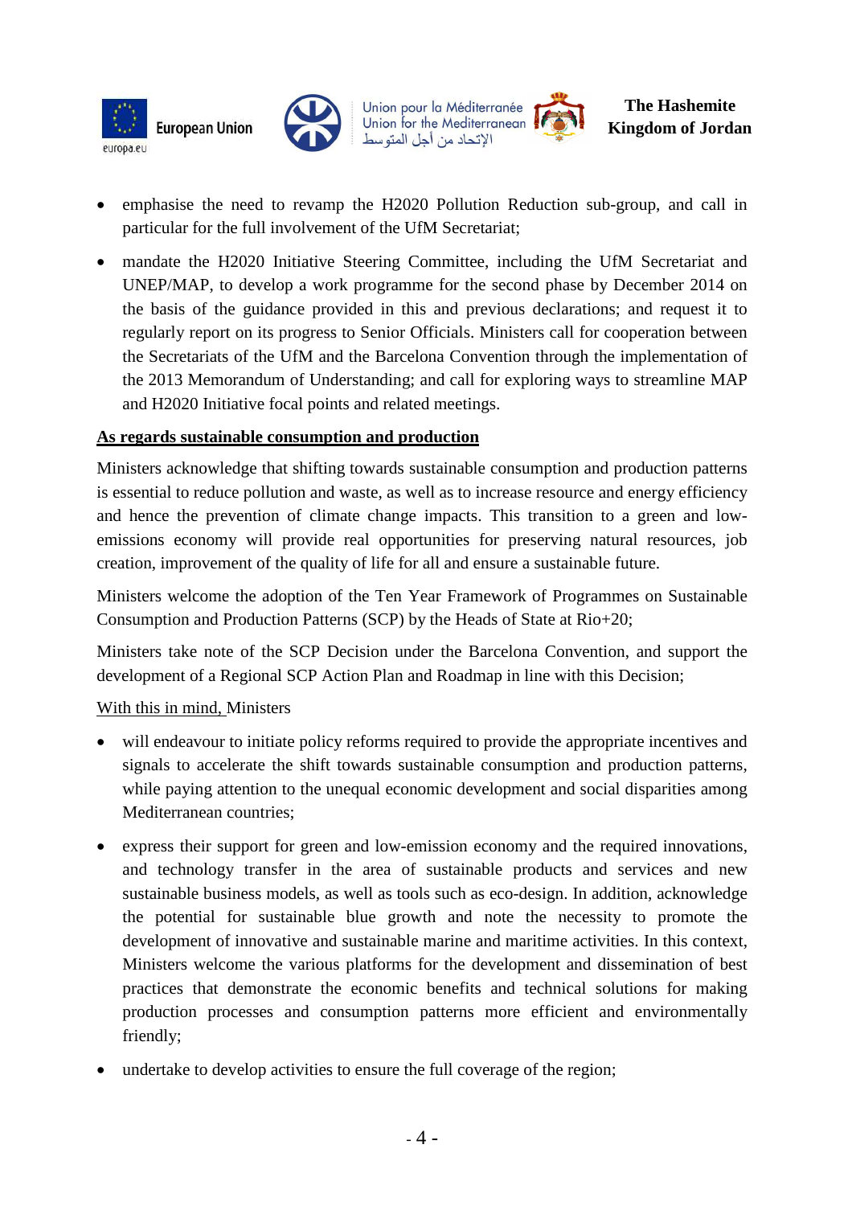- emphasise the need to revamp the H2020 Pollution Reduction sub-group, and call in particular for the full involvement of the UfM Secretariat;
- mandate the H2020 Initiative Steering Committee, including the UfM Secretariat and UNEP/MAP, to develop a work programme for the second phase by December 2014 on the basis of the guidance provided in this and previous declarations; and request it to regularly report on its progress to Senior Officials. Ministers call for cooperation between the Secretariats of the UfM and the Barcelona Convention through the implementation of the 2013 Memorandum of Understanding; and call for exploring ways to streamline MAP and H2020 Initiative focal points and related meetings.

**As regards sustainable consumption and production**

Ministers acknowledge that shifting towards sustainable consumption and production patterns is essential to reduce pollution and waste, as well as to increase resource and energy efficiency and hence the prevention of climate change impacts. This transition to a green and low-emissions economy will provide real opportunities for preserving natural resources, job creation, improvement of the quality of life for all and ensure a sustainable future.

Ministers welcome the adoption of the Ten Year Framework of Programmes on Sustainable Consumption and Production Patterns (SCP) by the Heads of State at Rio+20;

Ministers take note of the SCP Decision under the Barcelona Convention, and support the development of a Regional SCP Action Plan and Roadmap in line with this Decision;

With this in mind, Ministers

- will endeavour to initiate policy reforms required to provide the appropriate incentives and signals to accelerate the shift towards sustainable consumption and production patterns, while paying attention to the unequal economic development and social disparities among Mediterranean countries;
- express their support for green and low-emission economy and the required innovations, and technology transfer in the area of sustainable products and services and new sustainable business models, as well as tools such as eco-design. In addition, acknowledge the potential for sustainable blue growth and note the necessity to promote the development of innovative and sustainable marine and maritime activities. In this context, Ministers welcome the various platforms for the development and dissemination of best practices that demonstrate the economic benefits and technical solutions for making production processes and consumption patterns more efficient and environmentally friendly;
- undertake to develop activities to ensure the full coverage of the region;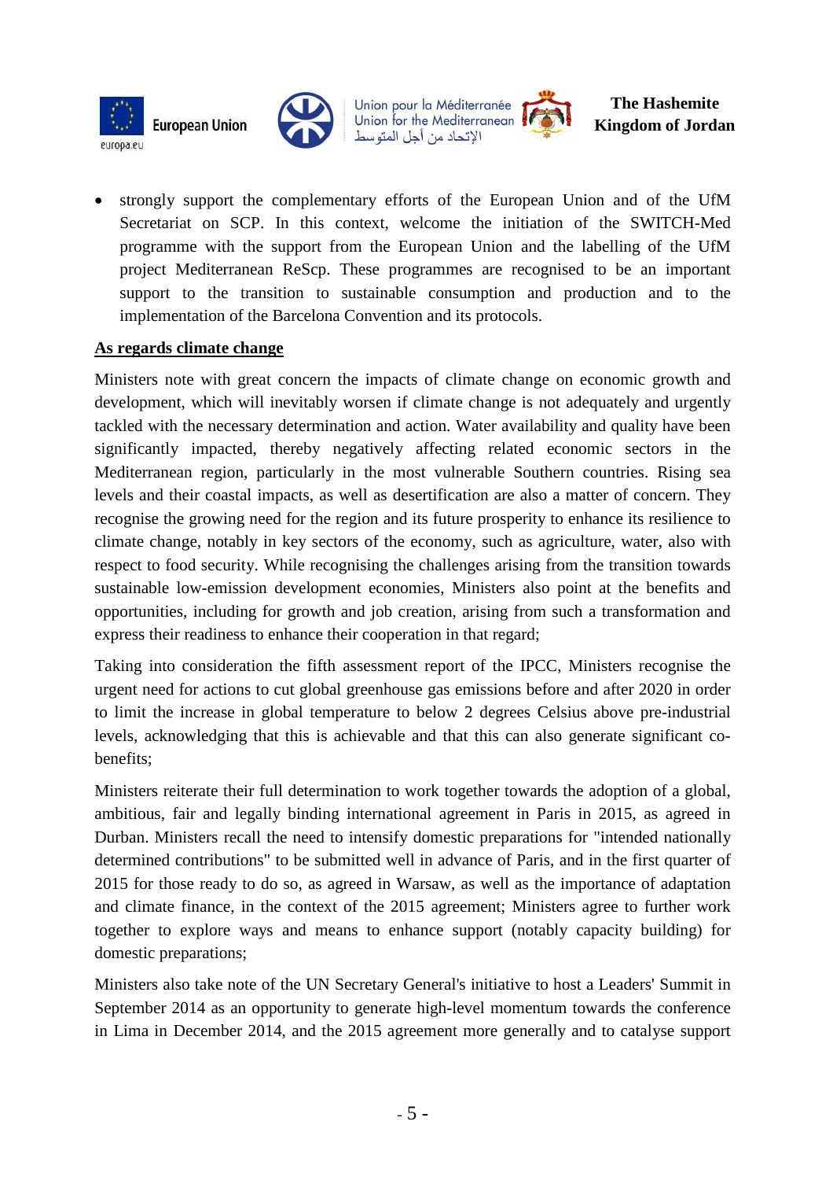- strongly support the complementary efforts of the European Union and of the UfM Secretariat on SCP. In this context, welcome the initiation of the SWITCH-Med programme with the support from the European Union and the labelling of the UfM project Mediterranean ReScp. These programmes are recognised to be an important support to the transition to sustainable consumption and production and to the implementation of the Barcelona Convention and its protocols.

**<u>As regards climate change</u>**

Ministers note with great concern the impacts of climate change on economic growth and development, which will inevitably worsen if climate change is not adequately and urgently tackled with the necessary determination and action. Water availability and quality have been significantly impacted, thereby negatively affecting related economic sectors in the Mediterranean region, particularly in the most vulnerable Southern countries. Rising sea levels and their coastal impacts, as well as desertification are also a matter of concern. They recognise the growing need for the region and its future prosperity to enhance its resilience to climate change, notably in key sectors of the economy, such as agriculture, water, also with respect to food security. While recognising the challenges arising from the transition towards sustainable low-emission development economies, Ministers also point at the benefits and opportunities, including for growth and job creation, arising from such a transformation and express their readiness to enhance their cooperation in that regard;

Taking into consideration the fifth assessment report of the IPCC, Ministers recognise the urgent need for actions to cut global greenhouse gas emissions before and after 2020 in order to limit the increase in global temperature to below 2 degrees Celsius above pre-industrial levels, acknowledging that this is achievable and that this can also generate significant co-benefits;

Ministers reiterate their full determination to work together towards the adoption of a global, ambitious, fair and legally binding international agreement in Paris in 2015, as agreed in Durban. Ministers recall the need to intensify domestic preparations for "intended nationally determined contributions" to be submitted well in advance of Paris, and in the first quarter of 2015 for those ready to do so, as agreed in Warsaw, as well as the importance of adaptation and climate finance, in the context of the 2015 agreement; Ministers agree to further work together to explore ways and means to enhance support (notably capacity building) for domestic preparations;

Ministers also take note of the UN Secretary General's initiative to host a Leaders' Summit in September 2014 as an opportunity to generate high-level momentum towards the conference in Lima in December 2014, and the 2015 agreement more generally and to catalyse support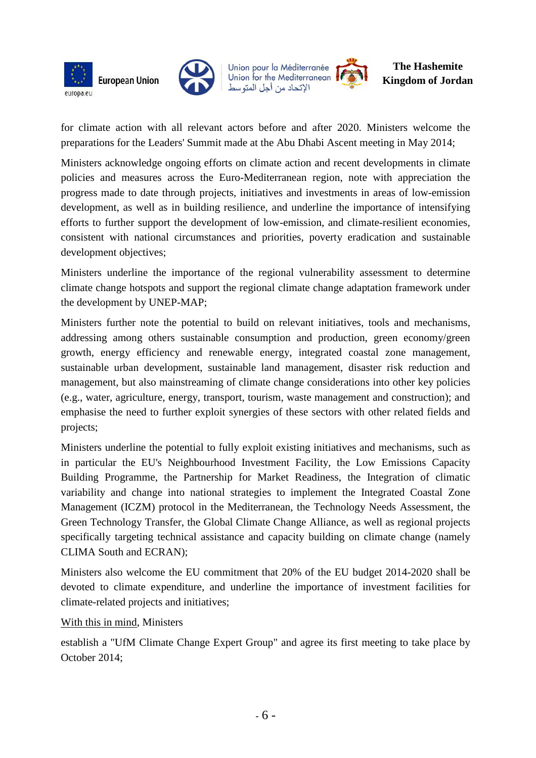for climate action with all relevant actors before and after 2020. Ministers welcome the preparations for the Leaders' Summit made at the Abu Dhabi Ascent meeting in May 2014;

Ministers acknowledge ongoing efforts on climate action and recent developments in climate policies and measures across the Euro-Mediterranean region, note with appreciation the progress made to date through projects, initiatives and investments in areas of low-emission development, as well as in building resilience, and underline the importance of intensifying efforts to further support the development of low-emission, and climate-resilient economies, consistent with national circumstances and priorities, poverty eradication and sustainable development objectives;

Ministers underline the importance of the regional vulnerability assessment to determine climate change hotspots and support the regional climate change adaptation framework under the development by UNEP-MAP;

Ministers further note the potential to build on relevant initiatives, tools and mechanisms, addressing among others sustainable consumption and production, green economy/green growth, energy efficiency and renewable energy, integrated coastal zone management, sustainable urban development, sustainable land management, disaster risk reduction and management, but also mainstreaming of climate change considerations into other key policies (e.g., water, agriculture, energy, transport, tourism, waste management and construction); and emphasise the need to further exploit synergies of these sectors with other related fields and projects;

Ministers underline the potential to fully exploit existing initiatives and mechanisms, such as in particular the EU's Neighbourhood Investment Facility, the Low Emissions Capacity Building Programme, the Partnership for Market Readiness, the Integration of climatic variability and change into national strategies to implement the Integrated Coastal Zone Management (ICZM) protocol in the Mediterranean, the Technology Needs Assessment, the Green Technology Transfer, the Global Climate Change Alliance, as well as regional projects specifically targeting technical assistance and capacity building on climate change (namely CLIMA South and ECRAN);

Ministers also welcome the EU commitment that 20% of the EU budget 2014-2020 shall be devoted to climate expenditure, and underline the importance of investment facilities for climate-related projects and initiatives;

With this in mind, Ministers

establish a "UfM Climate Change Expert Group" and agree its first meeting to take place by October 2014;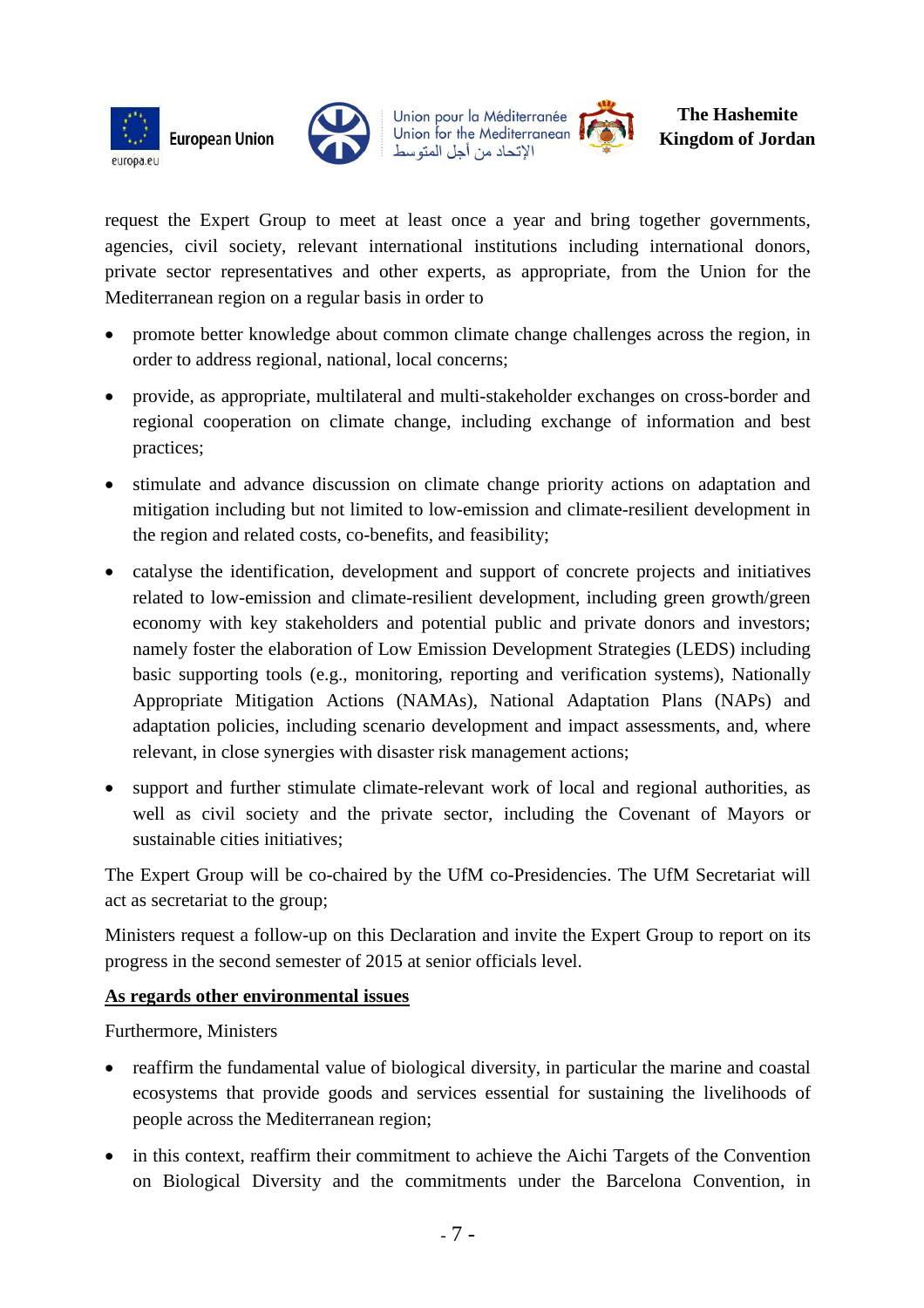request the Expert Group to meet at least once a year and bring together governments, agencies, civil society, relevant international institutions including international donors, private sector representatives and other experts, as appropriate, from the Union for the Mediterranean region on a regular basis in order to

- promote better knowledge about common climate change challenges across the region, in order to address regional, national, local concerns;
- provide, as appropriate, multilateral and multi-stakeholder exchanges on cross-border and regional cooperation on climate change, including exchange of information and best practices;
- stimulate and advance discussion on climate change priority actions on adaptation and mitigation including but not limited to low-emission and climate-resilient development in the region and related costs, co-benefits, and feasibility;
- catalyse the identification, development and support of concrete projects and initiatives related to low-emission and climate-resilient development, including green growth/green economy with key stakeholders and potential public and private donors and investors; namely foster the elaboration of Low Emission Development Strategies (LEDS) including basic supporting tools (e.g., monitoring, reporting and verification systems), Nationally Appropriate Mitigation Actions (NAMAs), National Adaptation Plans (NAPs) and adaptation policies, including scenario development and impact assessments, and, where relevant, in close synergies with disaster risk management actions;
- support and further stimulate climate-relevant work of local and regional authorities, as well as civil society and the private sector, including the Covenant of Mayors or sustainable cities initiatives;

The Expert Group will be co-chaired by the UfM co-Presidencies. The UfM Secretariat will act as secretariat to the group;

Ministers request a follow-up on this Declaration and invite the Expert Group to report on its progress in the second semester of 2015 at senior officials level.

**As regards other environmental issues**

Furthermore, Ministers

- reaffirm the fundamental value of biological diversity, in particular the marine and coastal ecosystems that provide goods and services essential for sustaining the livelihoods of people across the Mediterranean region;
- in this context, reaffirm their commitment to achieve the Aichi Targets of the Convention on Biological Diversity and the commitments under the Barcelona Convention, in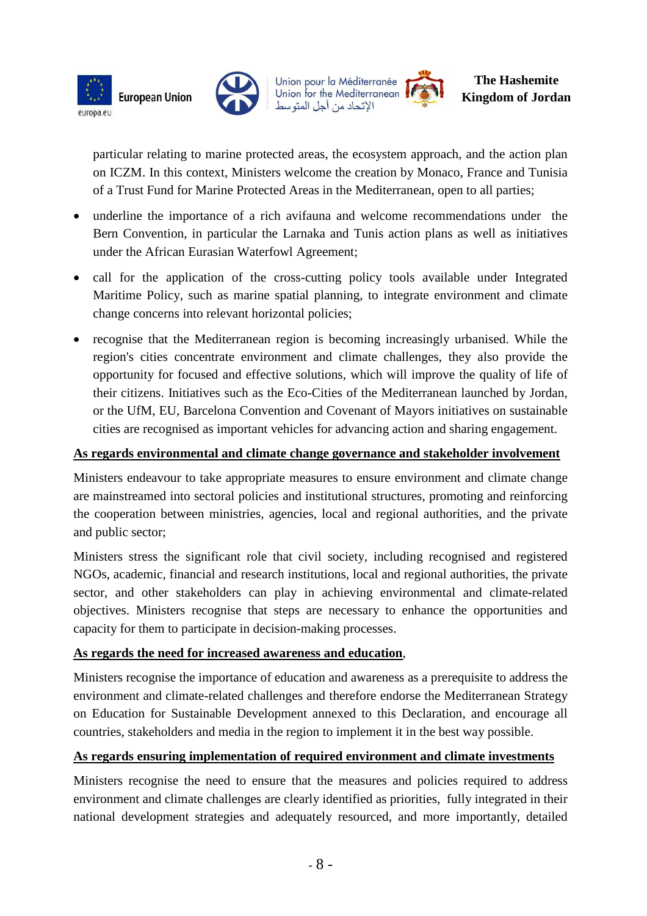particular relating to marine protected areas, the ecosystem approach, and the action plan on ICZM. In this context, Ministers welcome the creation by Monaco, France and Tunisia of a Trust Fund for Marine Protected Areas in the Mediterranean, open to all parties;

- underline the importance of a rich avifauna and welcome recommendations under the Bern Convention, in particular the Larnaka and Tunis action plans as well as initiatives under the African Eurasian Waterfowl Agreement;
- call for the application of the cross-cutting policy tools available under Integrated Maritime Policy, such as marine spatial planning, to integrate environment and climate change concerns into relevant horizontal policies;
- recognise that the Mediterranean region is becoming increasingly urbanised. While the region's cities concentrate environment and climate challenges, they also provide the opportunity for focused and effective solutions, which will improve the quality of life of their citizens. Initiatives such as the Eco-Cities of the Mediterranean launched by Jordan, or the UfM, EU, Barcelona Convention and Covenant of Mayors initiatives on sustainable cities are recognised as important vehicles for advancing action and sharing engagement.

**As regards environmental and climate change governance and stakeholder involvement**

Ministers endeavour to take appropriate measures to ensure environment and climate change are mainstreamed into sectoral policies and institutional structures, promoting and reinforcing the cooperation between ministries, agencies, local and regional authorities, and the private and public sector;

Ministers stress the significant role that civil society, including recognised and registered NGOs, academic, financial and research institutions, local and regional authorities, the private sector, and other stakeholders can play in achieving environmental and climate-related objectives. Ministers recognise that steps are necessary to enhance the opportunities and capacity for them to participate in decision-making processes.

**As regards the need for increased awareness and education**,

Ministers recognise the importance of education and awareness as a prerequisite to address the environment and climate-related challenges and therefore endorse the Mediterranean Strategy on Education for Sustainable Development annexed to this Declaration, and encourage all countries, stakeholders and media in the region to implement it in the best way possible.

**As regards ensuring implementation of required environment and climate investments**

Ministers recognise the need to ensure that the measures and policies required to address environment and climate challenges are clearly identified as priorities, fully integrated in their national development strategies and adequately resourced, and more importantly, detailed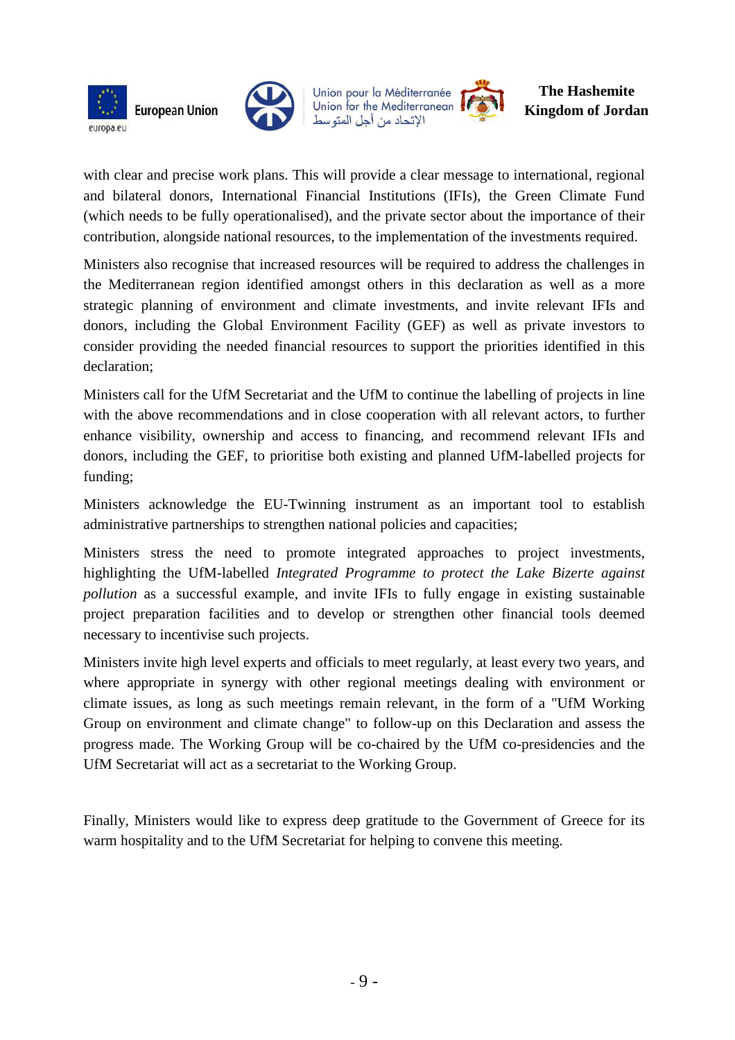with clear and precise work plans. This will provide a clear message to international, regional and bilateral donors, International Financial Institutions (IFIs), the Green Climate Fund (which needs to be fully operationalised), and the private sector about the importance of their contribution, alongside national resources, to the implementation of the investments required.

Ministers also recognise that increased resources will be required to address the challenges in the Mediterranean region identified amongst others in this declaration as well as a more strategic planning of environment and climate investments, and invite relevant IFIs and donors, including the Global Environment Facility (GEF) as well as private investors to consider providing the needed financial resources to support the priorities identified in this declaration;

Ministers call for the UfM Secretariat and the UfM to continue the labelling of projects in line with the above recommendations and in close cooperation with all relevant actors, to further enhance visibility, ownership and access to financing, and recommend relevant IFIs and donors, including the GEF, to prioritise both existing and planned UfM-labelled projects for funding;

Ministers acknowledge the EU-Twinning instrument as an important tool to establish administrative partnerships to strengthen national policies and capacities;

Ministers stress the need to promote integrated approaches to project investments, highlighting the UfM-labelled *Integrated Programme to protect the Lake Bizerte against pollution* as a successful example, and invite IFIs to fully engage in existing sustainable project preparation facilities and to develop or strengthen other financial tools deemed necessary to incentivise such projects.

Ministers invite high level experts and officials to meet regularly, at least every two years, and where appropriate in synergy with other regional meetings dealing with environment or climate issues, as long as such meetings remain relevant, in the form of a "UfM Working Group on environment and climate change" to follow-up on this Declaration and assess the progress made. The Working Group will be co-chaired by the UfM co-presidencies and the UfM Secretariat will act as a secretariat to the Working Group.

Finally, Ministers would like to express deep gratitude to the Government of Greece for its warm hospitality and to the UfM Secretariat for helping to convene this meeting.